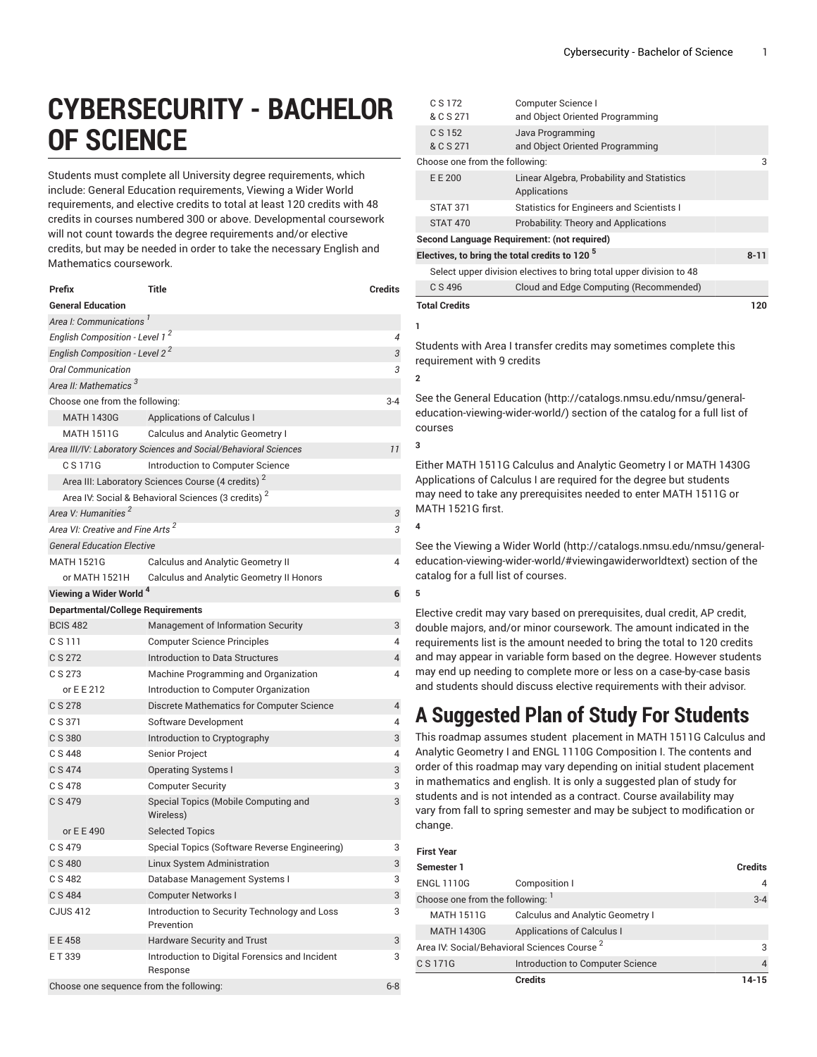# CYBERSECURITY - BACHELOR OF SCIENCE

Students must complete all University degree requirements, which include: General Education requirements, Viewing a Wider World requirements, and elective credits to total at least 120 credits with 48 credits in courses numbered 300 or above. Developmental coursework will not count towards the degree requirements and/or elective credits, but may be needed in order to take the necessary English and Mathematics coursework.

| Prefix | Title | Credits |
|---|---|---|
| **General Education** | | |
| *Area I: Communications [1]* | | |
| *English Composition - Level 1 [2]* | | *4* |
| *English Composition - Level 2 [2]* | | *3* |
| *Oral Communication* | | *3* |
| *Area II: Mathematics [3]* | | |
| Choose one from the following: | | 3-4 |
| MATH 1430G | Applications of Calculus I | |
| MATH 1511G | Calculus and Analytic Geometry I | |
| *Area III/IV: Laboratory Sciences and Social/Behavioral Sciences* | | *11* |
| C S 171G | Introduction to Computer Science | |
| Area III: Laboratory Sciences Course (4 credits) [2] | | |
| Area IV: Social & Behavioral Sciences (3 credits) [2] | | |
| *Area V: Humanities [2]* | | *3* |
| *Area VI: Creative and Fine Arts [2]* | | *3* |
| *General Education Elective* | | |
| MATH 1521G | Calculus and Analytic Geometry II | 4 |
| or MATH 1521H | Calculus and Analytic Geometry II Honors | |
| **Viewing a Wider World [4]** | | **6** |
| **Departmental/College Requirements** | | |
| BCIS 482 | Management of Information Security | 3 |
| C S 111 | Computer Science Principles | 4 |
| C S 272 | Introduction to Data Structures | 4 |
| C S 273 | Machine Programming and Organization | 4 |
| or E E 212 | Introduction to Computer Organization | |
| C S 278 | Discrete Mathematics for Computer Science | 4 |
| C S 371 | Software Development | 4 |
| C S 380 | Introduction to Cryptography | 3 |
| C S 448 | Senior Project | 4 |
| C S 474 | Operating Systems I | 3 |
| C S 478 | Computer Security | 3 |
| C S 479 | Special Topics (Mobile Computing and Wireless) | 3 |
| or E E 490 | Selected Topics | |
| C S 479 | Special Topics (Software Reverse Engineering) | 3 |
| C S 480 | Linux System Administration | 3 |
| C S 482 | Database Management Systems I | 3 |
| C S 484 | Computer Networks I | 3 |
| CJUS 412 | Introduction to Security Technology and Loss Prevention | 3 |
| E E 458 | Hardware Security and Trust | 3 |
| E T 339 | Introduction to Digital Forensics and Incident Response | 3 |
| Choose one sequence from the following: | | 6-8 |
| C S 172 & C S 271 | Computer Science I and Object Oriented Programming | |
| C S 152 & C S 271 | Java Programming and Object Oriented Programming | |
| Choose one from the following: | | 3 |
| E E 200 | Linear Algebra, Probability and Statistics Applications | |
| STAT 371 | Statistics for Engineers and Scientists I | |
| STAT 470 | Probability: Theory and Applications | |
| **Second Language Requirement: (not required)** | | |
| **Electives, to bring the total credits to 120 [5]** | | **8-11** |
| Select upper division electives to bring total upper division to 48 | | |
| C S 496 | Cloud and Edge Computing (Recommended) | |
| **Total Credits** | | **120** |

**1**

Students with Area I transfer credits may sometimes complete this requirement with 9 credits

**2**

See the General Education (http://catalogs.nmsu.edu/nmsu/general-education-viewing-wider-world/) section of the catalog for a full list of courses

**3**

Either MATH 1511G Calculus and Analytic Geometry I or MATH 1430G Applications of Calculus I are required for the degree but students may need to take any prerequisites needed to enter MATH 1511G or MATH 1521G first.

**4**

See the Viewing a Wider World (http://catalogs.nmsu.edu/nmsu/general-education-viewing-wider-world/#viewingawiderworldtext) section of the catalog for a full list of courses.

**5**

Elective credit may vary based on prerequisites, dual credit, AP credit, double majors, and/or minor coursework. The amount indicated in the requirements list is the amount needed to bring the total to 120 credits and may appear in variable form based on the degree. However students may end up needing to complete more or less on a case-by-case basis and students should discuss elective requirements with their advisor.

## A Suggested Plan of Study For Students

This roadmap assumes student placement in MATH 1511G Calculus and Analytic Geometry I and ENGL 1110G Composition I. The contents and order of this roadmap may vary depending on initial student placement in mathematics and english. It is only a suggested plan of study for students and is not intended as a contract. Course availability may vary from fall to spring semester and may be subject to modification or change.

| First Year | | |
|---|---|---|
| **Semester 1** | | **Credits** |
| ENGL 1110G | Composition I | 4 |
| Choose one from the following: [1] | | 3-4 |
| MATH 1511G | Calculus and Analytic Geometry I | |
| MATH 1430G | Applications of Calculus I | |
| Area IV: Social/Behavioral Sciences Course [2] | | 3 |
| C S 171G | Introduction to Computer Science | 4 |
| | **Credits** | **14-15** |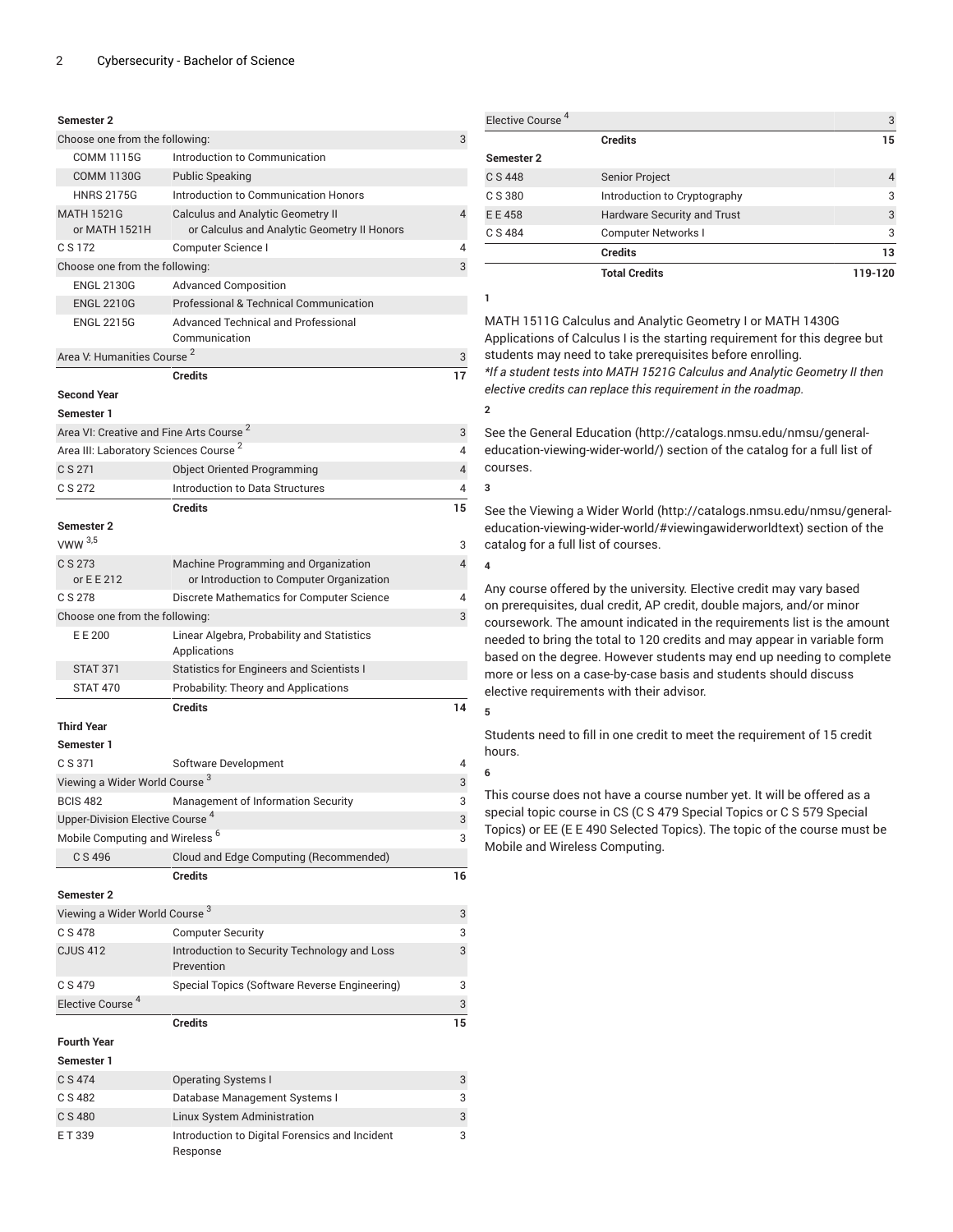| | | |
|---|---|---|
| **Semester 2** | | |
| Choose one from the following: | | 3 |
| COMM 1115G | Introduction to Communication | |
| COMM 1130G | Public Speaking | |
| HNRS 2175G | Introduction to Communication Honors | |
| MATH 1521G or MATH 1521H | Calculus and Analytic Geometry II or Calculus and Analytic Geometry II Honors | 4 |
| C S 172 | Computer Science I | 4 |
| Choose one from the following: | | 3 |
| ENGL 2130G | Advanced Composition | |
| ENGL 2210G | Professional & Technical Communication | |
| ENGL 2215G | Advanced Technical and Professional Communication | |
| Area V: Humanities Course [2] | | 3 |
| | **Credits** | **17** |
| **Second Year** | | |
| **Semester 1** | | |
| Area VI: Creative and Fine Arts Course [2] | | 3 |
| Area III: Laboratory Sciences Course [2] | | 4 |
| C S 271 | Object Oriented Programming | 4 |
| C S 272 | Introduction to Data Structures | 4 |
| | **Credits** | **15** |
| **Semester 2** | | |
| VWW [3,5] | | 3 |
| C S 273 or E E 212 | Machine Programming and Organization or Introduction to Computer Organization | 4 |
| C S 278 | Discrete Mathematics for Computer Science | 4 |
| Choose one from the following: | | 3 |
| E E 200 | Linear Algebra, Probability and Statistics Applications | |
| STAT 371 | Statistics for Engineers and Scientists I | |
| STAT 470 | Probability: Theory and Applications | |
| | **Credits** | **14** |
| **Third Year** | | |
| **Semester 1** | | |
| C S 371 | Software Development | 4 |
| Viewing a Wider World Course [3] | | 3 |
| BCIS 482 | Management of Information Security | 3 |
| Upper-Division Elective Course [4] | | 3 |
| Mobile Computing and Wireless [6] | | 3 |
| C S 496 | Cloud and Edge Computing (Recommended) | |
| | **Credits** | **16** |
| **Semester 2** | | |
| Viewing a Wider World Course [3] | | 3 |
| C S 478 | Computer Security | 3 |
| CJUS 412 | Introduction to Security Technology and Loss Prevention | 3 |
| C S 479 | Special Topics (Software Reverse Engineering) | 3 |
| Elective Course [4] | | 3 |
| | **Credits** | **15** |
| **Fourth Year** | | |
| **Semester 1** | | |
| C S 474 | Operating Systems I | 3 |
| C S 482 | Database Management Systems I | 3 |
| C S 480 | Linux System Administration | 3 |
| E T 339 | Introduction to Digital Forensics and Incident Response | 3 |
| Elective Course [4] | | 3 |
| | **Credits** | **15** |
| **Semester 2** | | |
| C S 448 | Senior Project | 4 |
| C S 380 | Introduction to Cryptography | 3 |
| E E 458 | Hardware Security and Trust | 3 |
| C S 484 | Computer Networks I | 3 |
| | **Credits** | **13** |
| | **Total Credits** | **119-120** |

1

MATH 1511G Calculus and Analytic Geometry I or MATH 1430G Applications of Calculus I is the starting requirement for this degree but students may need to take prerequisites before enrolling.
*If a student tests into MATH 1521G Calculus and Analytic Geometry II then elective credits can replace this requirement in the roadmap.*

2

See the General Education (http://catalogs.nmsu.edu/nmsu/general-education-viewing-wider-world/) section of the catalog for a full list of courses.

3

See the Viewing a Wider World (http://catalogs.nmsu.edu/nmsu/general-education-viewing-wider-world/#viewingawiderworldtext) section of the catalog for a full list of courses.

4

Any course offered by the university. Elective credit may vary based on prerequisites, dual credit, AP credit, double majors, and/or minor coursework. The amount indicated in the requirements list is the amount needed to bring the total to 120 credits and may appear in variable form based on the degree. However students may end up needing to complete more or less on a case-by-case basis and students should discuss elective requirements with their advisor.

5

Students need to fill in one credit to meet the requirement of 15 credit hours.

6

This course does not have a course number yet. It will be offered as a special topic course in CS (C S 479 Special Topics or C S 579 Special Topics) or EE (E E 490 Selected Topics). The topic of the course must be Mobile and Wireless Computing.